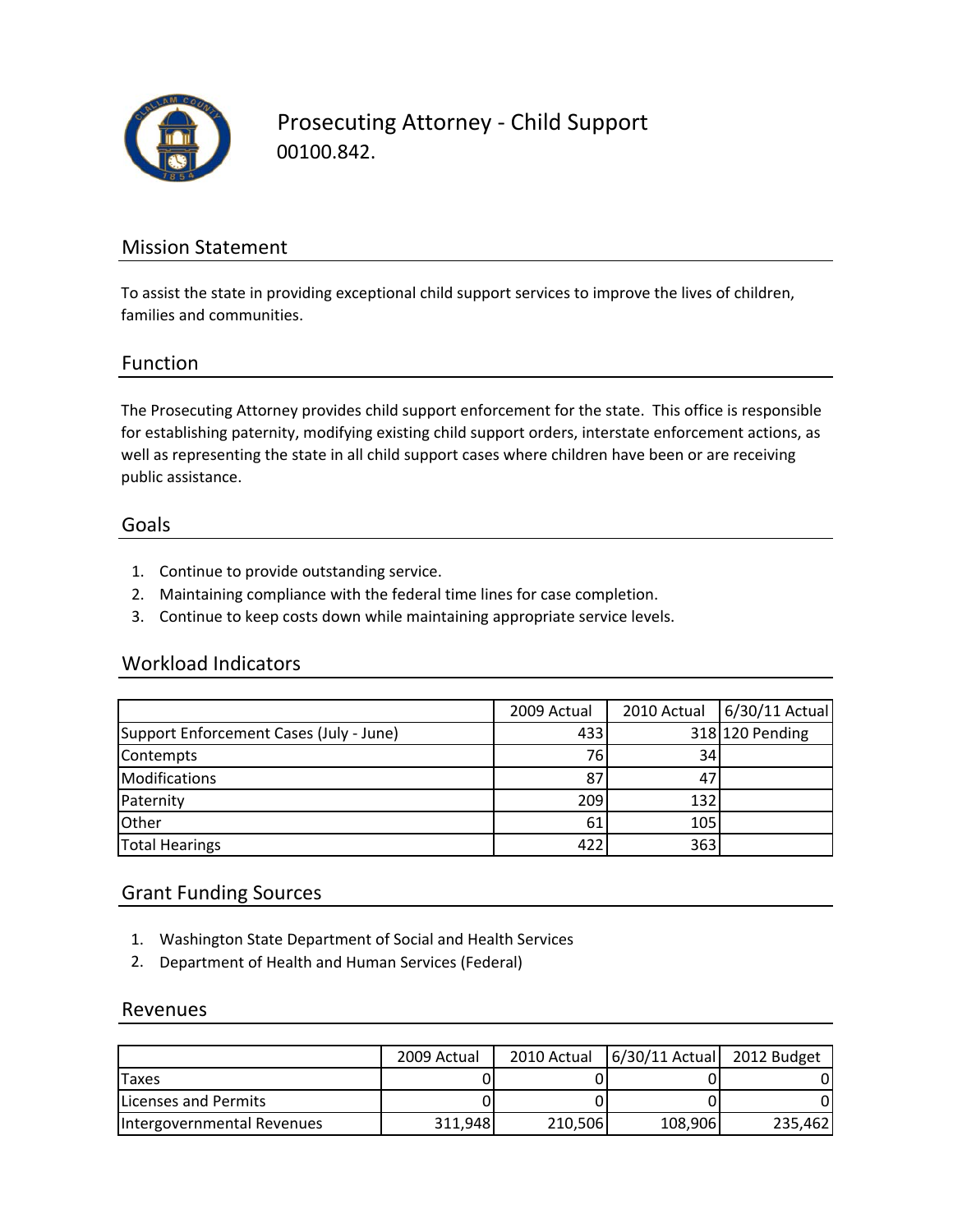# Prosecuting Attorney - Child Support

00100.842.

## Mission Statement

To assist the state in providing exceptional child support services to improve the lives of children, families and communities.

## Function

The Prosecuting Attorney provides child support enforcement for the state. This office is responsible for establishing paternity, modifying existing child support orders, interstate enforcement actions, as well as representing the state in all child support cases where children have been or are receiving public assistance.

## Goals

1. Continue to provide outstanding service.
2. Maintaining compliance with the federal time lines for case completion.
3. Continue to keep costs down while maintaining appropriate service levels.

## Workload Indicators

| | 2009 Actual | 2010 Actual | 6/30/11 Actual |
|---|---|---|---|
| Support Enforcement Cases (July - June) | 433 | 318 | 120 Pending |
| Contempts | 76 | 34 | |
| Modifications | 87 | 47 | |
| Paternity | 209 | 132 | |
| Other | 61 | 105 | |
| Total Hearings | 422 | 363 | |

## Grant Funding Sources

1. Washington State Department of Social and Health Services
2. Department of Health and Human Services (Federal)

## Revenues

| | 2009 Actual | 2010 Actual | 6/30/11 Actual | 2012 Budget |
|---|---|---|---|---|
| Taxes | 0 | 0 | 0 | 0 |
| Licenses and Permits | 0 | 0 | 0 | 0 |
| Intergovernmental Revenues | 311,948 | 210,506 | 108,906 | 235,462 |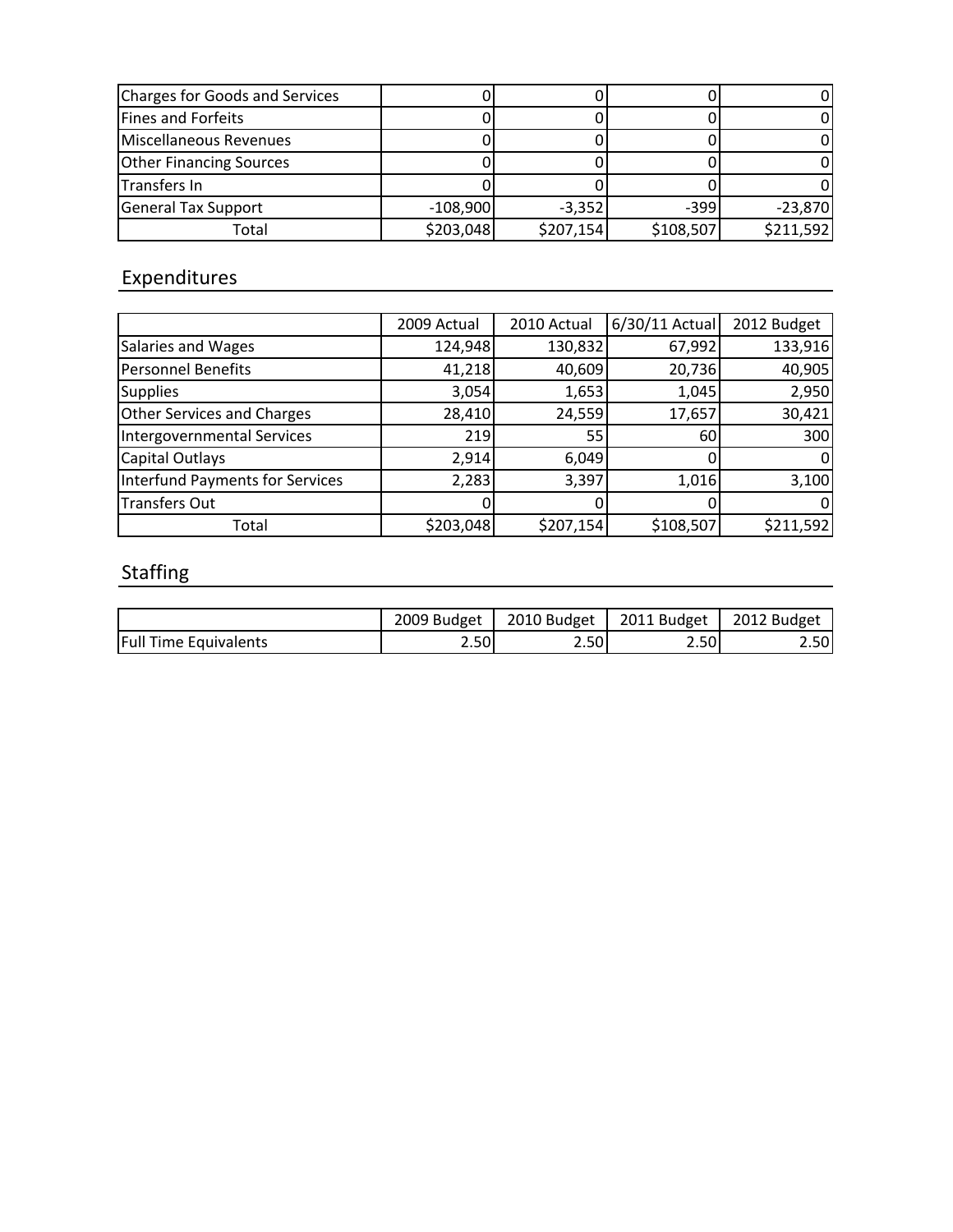| | | | | |
|---|---|---|---|---|
| Charges for Goods and Services | 0 | 0 | 0 | 0 |
| Fines and Forfeits | 0 | 0 | 0 | 0 |
| Miscellaneous Revenues | 0 | 0 | 0 | 0 |
| Other Financing Sources | 0 | 0 | 0 | 0 |
| Transfers In | 0 | 0 | 0 | 0 |
| General Tax Support | -108,900 | -3,352 | -399 | -23,870 |
| Total | $203,048 | $207,154 | $108,507 | $211,592 |

## Expenditures

| | 2009 Actual | 2010 Actual | 6/30/11 Actual | 2012 Budget |
|---|---|---|---|---|
| Salaries and Wages | 124,948 | 130,832 | 67,992 | 133,916 |
| Personnel Benefits | 41,218 | 40,609 | 20,736 | 40,905 |
| Supplies | 3,054 | 1,653 | 1,045 | 2,950 |
| Other Services and Charges | 28,410 | 24,559 | 17,657 | 30,421 |
| Intergovernmental Services | 219 | 55 | 60 | 300 |
| Capital Outlays | 2,914 | 6,049 | 0 | 0 |
| Interfund Payments for Services | 2,283 | 3,397 | 1,016 | 3,100 |
| Transfers Out | 0 | 0 | 0 | 0 |
| Total | $203,048 | $207,154 | $108,507 | $211,592 |

## Staffing

| | 2009 Budget | 2010 Budget | 2011 Budget | 2012 Budget |
|---|---|---|---|---|
| Full Time Equivalents | 2.50 | 2.50 | 2.50 | 2.50 |